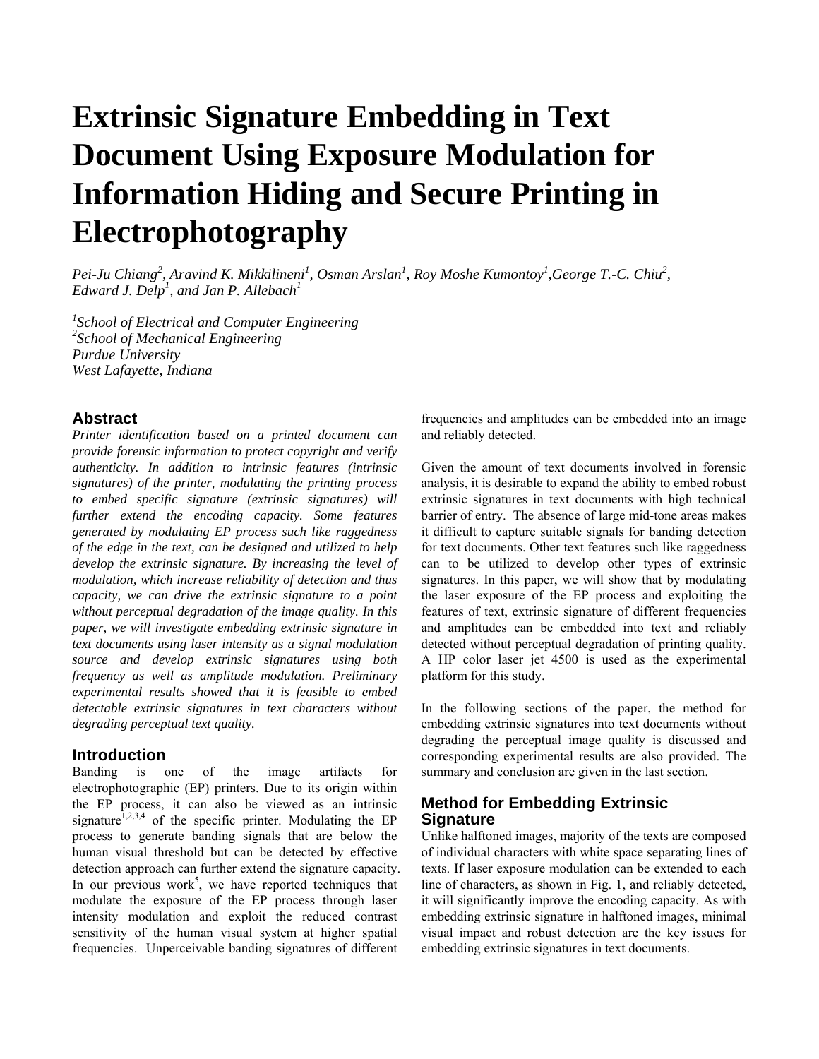# Extrinsic Signature Embedding in Text Document Using Exposure Modulation for Information Hiding and Secure Printing in Electrophotography

*Pei-Ju Chiang[2], Aravind K. Mikkilineni[1], Osman Arslan[1], Roy Moshe Kumontoy[1], George T.-C. Chiu[2], Edward J. Delp[1], and Jan P. Allebach[1]*

*[1]School of Electrical and Computer Engineering*
*[2]School of Mechanical Engineering*
*Purdue University*
*West Lafayette, Indiana*

## Abstract

*Printer identification based on a printed document can provide forensic information to protect copyright and verify authenticity. In addition to intrinsic features (intrinsic signatures) of the printer, modulating the printing process to embed specific signature (extrinsic signatures) will further extend the encoding capacity. Some features generated by modulating EP process such like raggedness of the edge in the text, can be designed and utilized to help develop the extrinsic signature. By increasing the level of modulation, which increase reliability of detection and thus capacity, we can drive the extrinsic signature to a point without perceptual degradation of the image quality. In this paper, we will investigate embedding extrinsic signature in text documents using laser intensity as a signal modulation source and develop extrinsic signatures using both frequency as well as amplitude modulation. Preliminary experimental results showed that it is feasible to embed detectable extrinsic signatures in text characters without degrading perceptual text quality.*

## Introduction

Banding is one of the image artifacts for electrophotographic (EP) printers. Due to its origin within the EP process, it can also be viewed as an intrinsic signature[1,2,3,4] of the specific printer. Modulating the EP process to generate banding signals that are below the human visual threshold but can be detected by effective detection approach can further extend the signature capacity. In our previous work[5], we have reported techniques that modulate the exposure of the EP process through laser intensity modulation and exploit the reduced contrast sensitivity of the human visual system at higher spatial frequencies. Unperceivable banding signatures of different frequencies and amplitudes can be embedded into an image and reliably detected.

Given the amount of text documents involved in forensic analysis, it is desirable to expand the ability to embed robust extrinsic signatures in text documents with high technical barrier of entry. The absence of large mid-tone areas makes it difficult to capture suitable signals for banding detection for text documents. Other text features such like raggedness can to be utilized to develop other types of extrinsic signatures. In this paper, we will show that by modulating the laser exposure of the EP process and exploiting the features of text, extrinsic signature of different frequencies and amplitudes can be embedded into text and reliably detected without perceptual degradation of printing quality. A HP color laser jet 4500 is used as the experimental platform for this study.

In the following sections of the paper, the method for embedding extrinsic signatures into text documents without degrading the perceptual image quality is discussed and corresponding experimental results are also provided. The summary and conclusion are given in the last section.

## Method for Embedding Extrinsic Signature

Unlike halftoned images, majority of the texts are composed of individual characters with white space separating lines of texts. If laser exposure modulation can be extended to each line of characters, as shown in Fig. 1, and reliably detected, it will significantly improve the encoding capacity. As with embedding extrinsic signature in halftoned images, minimal visual impact and robust detection are the key issues for embedding extrinsic signatures in text documents.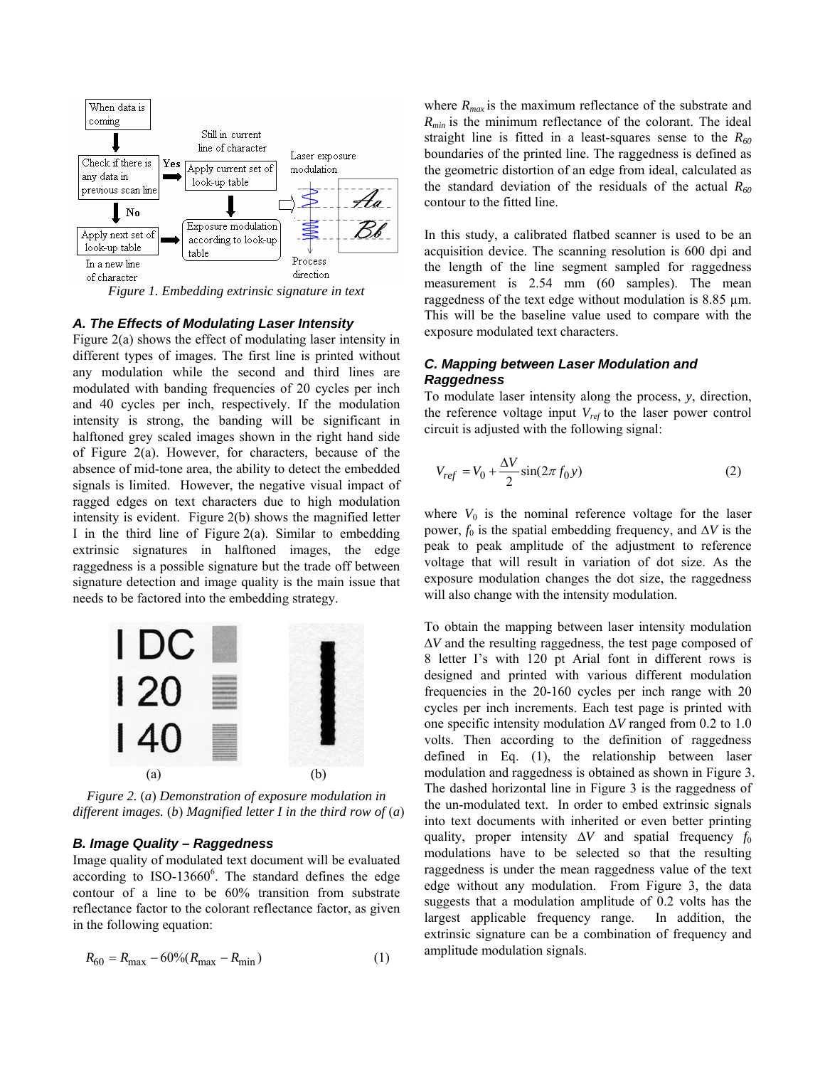When data is coming

Check if there is any data in previous scan line

Yes

Still in current line of character

Apply current set of look-up table

Laser exposure modulation

No

Apply next set of look-up table

In a new line of character

Exposure modulation according to look-up table

Process direction

Figure 1. Embedding extrinsic signature in text

### A. The Effects of Modulating Laser Intensity

Figure 2(a) shows the effect of modulating laser intensity in different types of images. The first line is printed without any modulation while the second and third lines are modulated with banding frequencies of 20 cycles per inch and 40 cycles per inch, respectively. If the modulation intensity is strong, the banding will be significant in halftoned grey scaled images shown in the right hand side of Figure 2(a). However, for characters, because of the absence of mid-tone area, the ability to detect the embedded signals is limited. However, the negative visual impact of ragged edges on text characters due to high modulation intensity is evident. Figure 2(b) shows the magnified letter I in the third line of Figure 2(a). Similar to embedding extrinsic signatures in halftoned images, the edge raggedness is a possible signature but the trade off between signature detection and image quality is the main issue that needs to be factored into the embedding strategy.

I DC

I 20

I 40

(a) (b)

*Figure 2. (a) Demonstration of exposure modulation in different images. (b) Magnified letter I in the third row of (a)*

### B. Image Quality – Raggedness

Image quality of modulated text document will be evaluated according to ISO-13660[6]. The standard defines the edge contour of a line to be 60% transition from substrate reflectance factor to the colorant reflectance factor, as given in the following equation:

$$R_{60} = R_{\max} - 60\%(R_{\max} - R_{\min}) \tag{1}$$

where $R_{max}$ is the maximum reflectance of the substrate and $R_{min}$ is the minimum reflectance of the colorant. The ideal straight line is fitted in a least-squares sense to the $R_{60}$ boundaries of the printed line. The raggedness is defined as the geometric distortion of an edge from ideal, calculated as the standard deviation of the residuals of the actual $R_{60}$ contour to the fitted line.

In this study, a calibrated flatbed scanner is used to be an acquisition device. The scanning resolution is 600 dpi and the length of the line segment sampled for raggedness measurement is 2.54 mm (60 samples). The mean raggedness of the text edge without modulation is 8.85 µm. This will be the baseline value used to compare with the exposure modulated text characters.

### C. Mapping between Laser Modulation and Raggedness

To modulate laser intensity along the process, $y$, direction, the reference voltage input $V_{ref}$ to the laser power control circuit is adjusted with the following signal:

$$V_{ref} = V_0 + \frac{\Delta V}{2}\sin(2\pi f_0 y) \tag{2}$$

where $V_0$ is the nominal reference voltage for the laser power, $f_0$ is the spatial embedding frequency, and $\Delta V$ is the peak to peak amplitude of the adjustment to reference voltage that will result in variation of dot size. As the exposure modulation changes the dot size, the raggedness will also change with the intensity modulation.

To obtain the mapping between laser intensity modulation $\Delta V$ and the resulting raggedness, the test page composed of 8 letter I's with 120 pt Arial font in different rows is designed and printed with various different modulation frequencies in the 20-160 cycles per inch range with 20 cycles per inch increments. Each test page is printed with one specific intensity modulation $\Delta V$ ranged from 0.2 to 1.0 volts. Then according to the definition of raggedness defined in Eq. (1), the relationship between laser modulation and raggedness is obtained as shown in Figure 3. The dashed horizontal line in Figure 3 is the raggedness of the un-modulated text. In order to embed extrinsic signals into text documents with inherited or even better printing quality, proper intensity $\Delta V$ and spatial frequency $f_0$ modulations have to be selected so that the resulting raggedness is under the mean raggedness value of the text edge without any modulation. From Figure 3, the data suggests that a modulation amplitude of 0.2 volts has the largest applicable frequency range. In addition, the extrinsic signature can be a combination of frequency and amplitude modulation signals.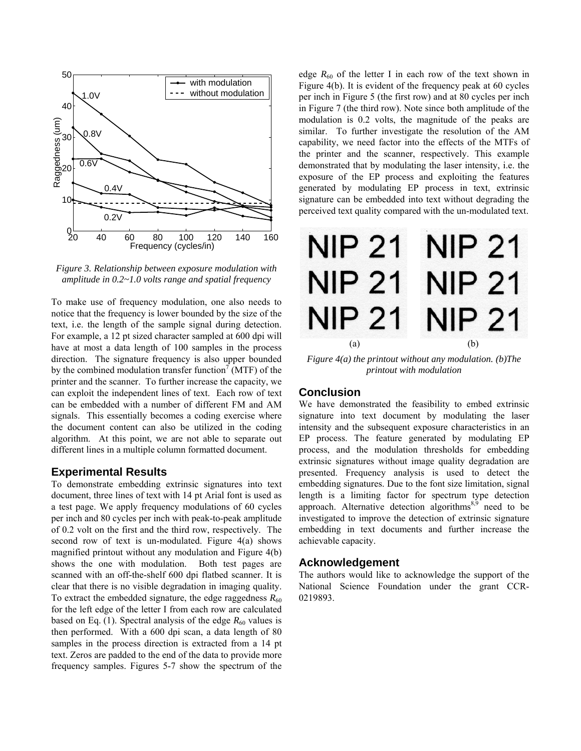Figure 3. Relationship between exposure modulation with amplitude in 0.2~1.0 volts range and spatial frequency

To make use of frequency modulation, one also needs to notice that the frequency is lower bounded by the size of the text, i.e. the length of the sample signal during detection. For example, a 12 pt sized character sampled at 600 dpi will have at most a data length of 100 samples in the process direction. The signature frequency is also upper bounded by the combined modulation transfer function[7] (MTF) of the printer and the scanner. To further increase the capacity, we can exploit the independent lines of text. Each row of text can be embedded with a number of different FM and AM signals. This essentially becomes a coding exercise where the document content can also be utilized in the coding algorithm. At this point, we are not able to separate out different lines in a multiple column formatted document.

## Experimental Results

To demonstrate embedding extrinsic signatures into text document, three lines of text with 14 pt Arial font is used as a test page. We apply frequency modulations of 60 cycles per inch and 80 cycles per inch with peak-to-peak amplitude of 0.2 volt on the first and the third row, respectively. The second row of text is un-modulated. Figure 4(a) shows magnified printout without any modulation and Figure 4(b) shows the one with modulation. Both test pages are scanned with an off-the-shelf 600 dpi flatbed scanner. It is clear that there is no visible degradation in imaging quality. To extract the embedded signature, the edge raggedness $R_{60}$ for the left edge of the letter I from each row are calculated based on Eq. (1). Spectral analysis of the edge $R_{60}$ values is then performed. With a 600 dpi scan, a data length of 80 samples in the process direction is extracted from a 14 pt text. Zeros are padded to the end of the data to provide more frequency samples. Figures 5-7 show the spectrum of the edge $R_{60}$ of the letter I in each row of the text shown in Figure 4(b). It is evident of the frequency peak at 60 cycles per inch in Figure 5 (the first row) and at 80 cycles per inch in Figure 7 (the third row). Note since both amplitude of the modulation is 0.2 volts, the magnitude of the peaks are similar. To further investigate the resolution of the AM capability, we need factor into the effects of the MTFs of the printer and the scanner, respectively. This example demonstrated that by modulating the laser intensity, i.e. the exposure of the EP process and exploiting the features generated by modulating EP process in text, extrinsic signature can be embedded into text without degrading the perceived text quality compared with the un-modulated text.

Figure 4(a) the printout without any modulation. (b)The printout with modulation

## Conclusion

We have demonstrated the feasibility to embed extrinsic signature into text document by modulating the laser intensity and the subsequent exposure characteristics in an EP process. The feature generated by modulating EP process, and the modulation thresholds for embedding extrinsic signatures without image quality degradation are presented. Frequency analysis is used to detect the embedding signatures. Due to the font size limitation, signal length is a limiting factor for spectrum type detection approach. Alternative detection algorithms[8,9] need to be investigated to improve the detection of extrinsic signature embedding in text documents and further increase the achievable capacity.

## Acknowledgement

The authors would like to acknowledge the support of the National Science Foundation under the grant CCR-0219893.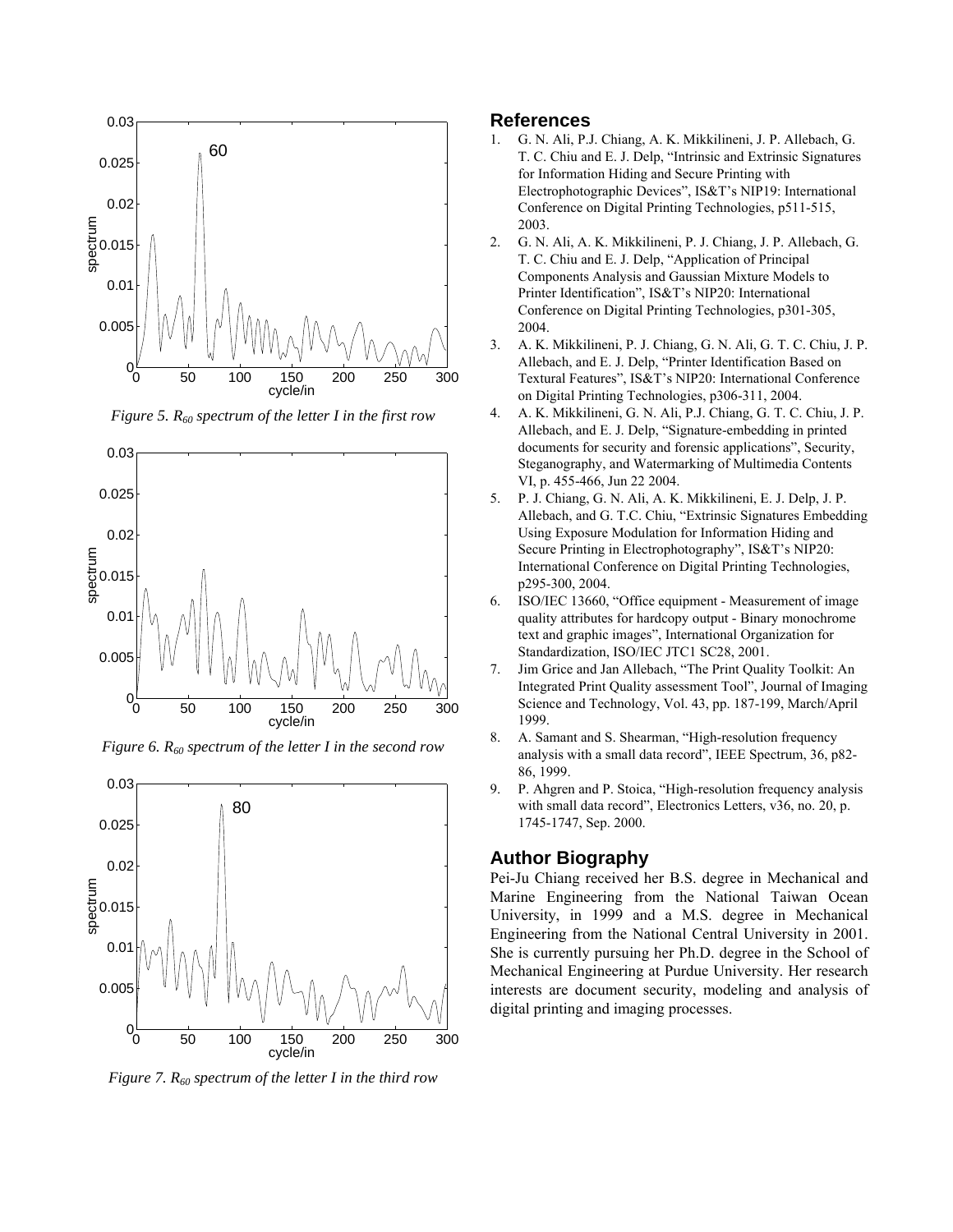0.03
60
0.025
0.02
spectrum
0.015
0.01
0.005
0
0 50 100 150 200 250 300
cycle/in

*Figure 5. $R_{60}$ spectrum of the letter I in the first row*

0.03
0.025
0.02
spectrum
0.015
0.01
0.005
0
0 50 100 150 200 250 300
cycle/in

*Figure 6. $R_{60}$ spectrum of the letter I in the second row*

0.03
80
0.025
0.02
spectrum
0.015
0.01
0.005
0
0 50 100 150 200 250 300
cycle/in

*Figure 7. $R_{60}$ spectrum of the letter I in the third row*

## References

1. G. N. Ali, P.J. Chiang, A. K. Mikkilineni, J. P. Allebach, G. T. C. Chiu and E. J. Delp, "Intrinsic and Extrinsic Signatures for Information Hiding and Secure Printing with Electrophotographic Devices", IS&T's NIP19: International Conference on Digital Printing Technologies, p511-515, 2003.
2. G. N. Ali, A. K. Mikkilineni, P. J. Chiang, J. P. Allebach, G. T. C. Chiu and E. J. Delp, "Application of Principal Components Analysis and Gaussian Mixture Models to Printer Identification", IS&T's NIP20: International Conference on Digital Printing Technologies, p301-305, 2004.
3. A. K. Mikkilineni, P. J. Chiang, G. N. Ali, G. T. C. Chiu, J. P. Allebach, and E. J. Delp, "Printer Identification Based on Textural Features", IS&T's NIP20: International Conference on Digital Printing Technologies, p306-311, 2004.
4. A. K. Mikkilineni, G. N. Ali, P.J. Chiang, G. T. C. Chiu, J. P. Allebach, and E. J. Delp, "Signature-embedding in printed documents for security and forensic applications", Security, Steganography, and Watermarking of Multimedia Contents VI, p. 455-466, Jun 22 2004.
5. P. J. Chiang, G. N. Ali, A. K. Mikkilineni, E. J. Delp, J. P. Allebach, and G. T.C. Chiu, "Extrinsic Signatures Embedding Using Exposure Modulation for Information Hiding and Secure Printing in Electrophotography", IS&T's NIP20: International Conference on Digital Printing Technologies, p295-300, 2004.
6. ISO/IEC 13660, "Office equipment - Measurement of image quality attributes for hardcopy output - Binary monochrome text and graphic images", International Organization for Standardization, ISO/IEC JTC1 SC28, 2001.
7. Jim Grice and Jan Allebach, "The Print Quality Toolkit: An Integrated Print Quality assessment Tool", Journal of Imaging Science and Technology, Vol. 43, pp. 187-199, March/April 1999.
8. A. Samant and S. Shearman, "High-resolution frequency analysis with a small data record", IEEE Spectrum, 36, p82-86, 1999.
9. P. Ahgren and P. Stoica, "High-resolution frequency analysis with small data record", Electronics Letters, v36, no. 20, p. 1745-1747, Sep. 2000.

## Author Biography

Pei-Ju Chiang received her B.S. degree in Mechanical and Marine Engineering from the National Taiwan Ocean University, in 1999 and a M.S. degree in Mechanical Engineering from the National Central University in 2001. She is currently pursuing her Ph.D. degree in the School of Mechanical Engineering at Purdue University. Her research interests are document security, modeling and analysis of digital printing and imaging processes.